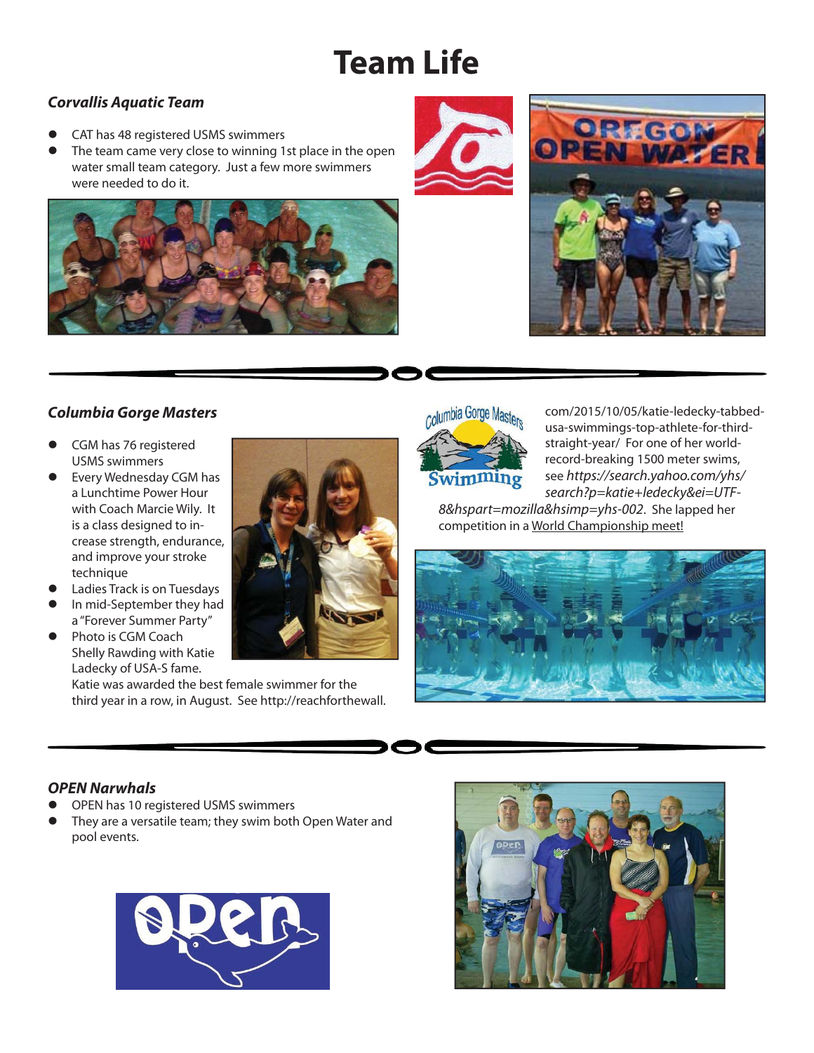# Team Life

### *Corvallis Aquatic Team*

- CAT has 48 registered USMS swimmers
- The team came very close to winning 1st place in the open water small team category. Just a few more swimmers were needed to do it.

### *Columbia Gorge Masters*

- CGM has 76 registered USMS swimmers
- Every Wednesday CGM has a Lunchtime Power Hour with Coach Marcie Wily. It is a class designed to increase strength, endurance, and improve your stroke technique
- Ladies Track is on Tuesdays
- In mid-September they had a "Forever Summer Party"
- Photo is CGM Coach Shelly Rawding with Katie Ladecky of USA-S fame. Katie was awarded the best female swimmer for the third year in a row, in August. See http://reachforthewall.com/2015/10/05/katie-ledecky-tabbed-usa-swimmings-top-athlete-for-third-straight-year/ For one of her world-record-breaking 1500 meter swims, see *https://search.yahoo.com/yhs/search?p=katie+ledecky&ei=UTF-8&hspart=mozilla&hsimp=yhs-002*. She lapped her competition in a World Championship meet!

### *OPEN Narwhals*

- OPEN has 10 registered USMS swimmers
- They are a versatile team; they swim both Open Water and pool events.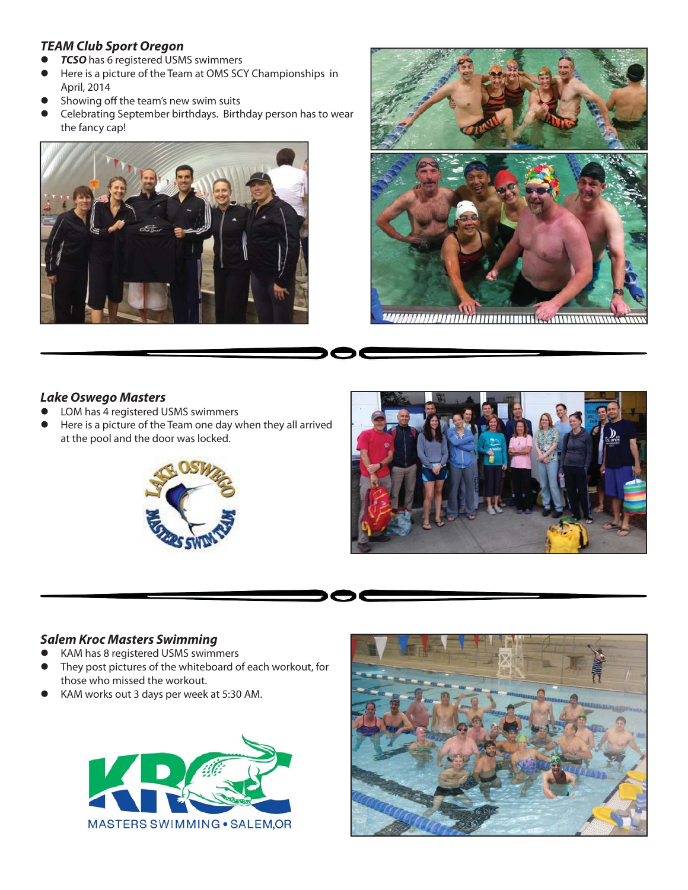### *TEAM Club Sport Oregon*

- ***TCSO*** has 6 registered USMS swimmers
- Here is a picture of the Team at OMS SCY Championships in April, 2014
- Showing off the team's new swim suits
- Celebrating September birthdays. Birthday person has to wear the fancy cap!

### *Lake Oswego Masters*

- LOM has 4 registered USMS swimmers
- Here is a picture of the Team one day when they all arrived at the pool and the door was locked.

### *Salem Kroc Masters Swimming*

- KAM has 8 registered USMS swimmers
- They post pictures of the whiteboard of each workout, for those who missed the workout.
- KAM works out 3 days per week at 5:30 AM.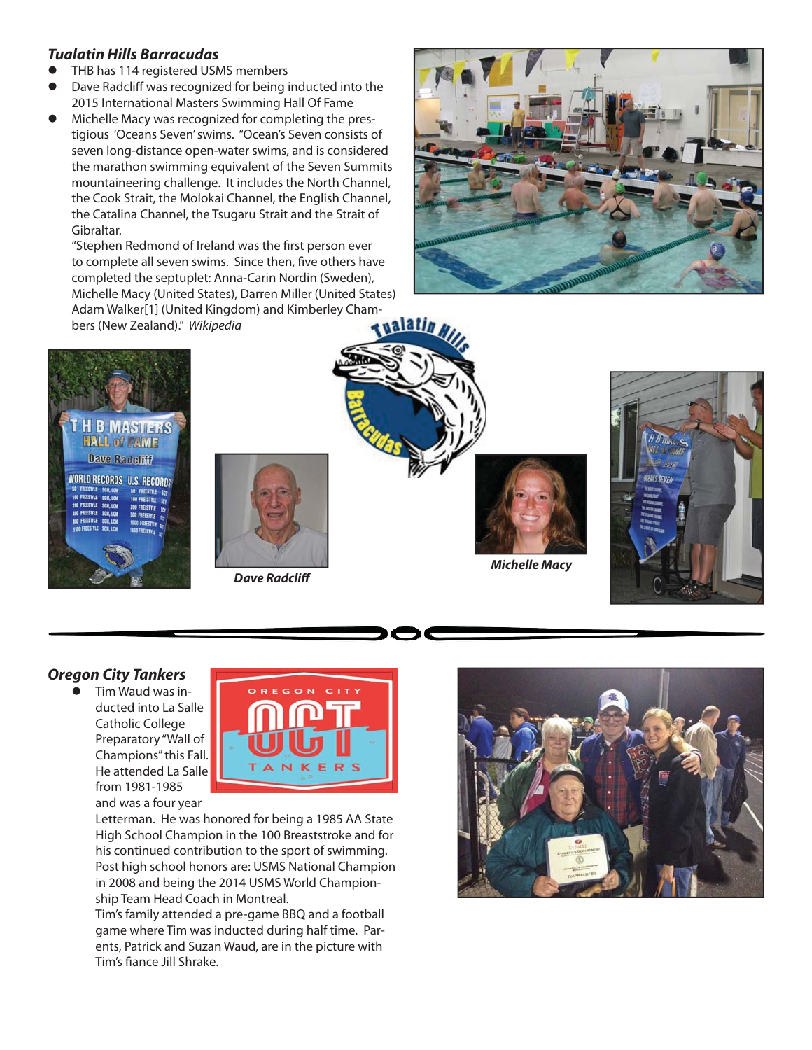### *Tualatin Hills Barracudas*

- THB has 114 registered USMS members
- Dave Radcliff was recognized for being inducted into the 2015 International Masters Swimming Hall Of Fame
- Michelle Macy was recognized for completing the prestigious 'Oceans Seven' swims. "Ocean's Seven consists of seven long-distance open-water swims, and is considered the marathon swimming equivalent of the Seven Summits mountaineering challenge. It includes the North Channel, the Cook Strait, the Molokai Channel, the English Channel, the Catalina Channel, the Tsugaru Strait and the Strait of Gibraltar.

  "Stephen Redmond of Ireland was the first person ever to complete all seven swims. Since then, five others have completed the septuplet: Anna-Carin Nordin (Sweden), Michelle Macy (United States), Darren Miller (United States) Adam Walker[1] (United Kingdom) and Kimberley Chambers (New Zealand)." *Wikipedia*

***Dave Radcliff***

***Michelle Macy***

### *Oregon City Tankers*

- Tim Waud was inducted into La Salle Catholic College Preparatory "Wall of Champions" this Fall. He attended La Salle from 1981-1985 and was a four year Letterman. He was honored for being a 1985 AA State High School Champion in the 100 Breaststroke and for his continued contribution to the sport of swimming. Post high school honors are: USMS National Champion in 2008 and being the 2014 USMS World Championship Team Head Coach in Montreal.

  Tim's family attended a pre-game BBQ and a football game where Tim was inducted during half time. Parents, Patrick and Suzan Waud, are in the picture with Tim's fiance Jill Shrake.